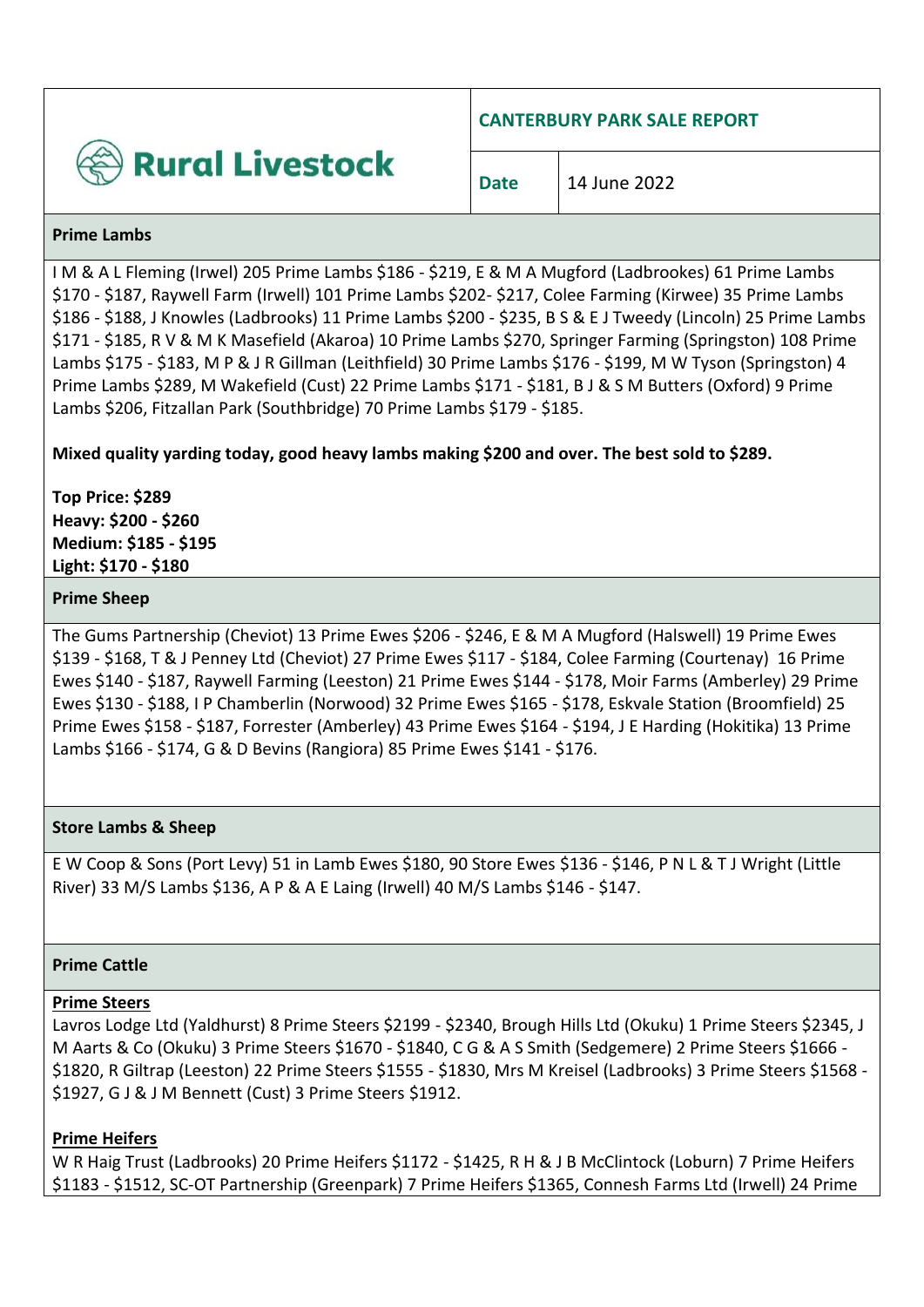Rural Livestock

**CANTERBURY PARK SALE REPORT**

**Date** 14 June 2022

## Prime Lambs

I M & A L Fleming (Irwel) 205 Prime Lambs $186 - $219, E & M A Mugford (Ladbrookes) 61 Prime Lambs $170 - $187, Raywell Farm (Irwell) 101 Prime Lambs $202- $217, Colee Farming (Kirwee) 35 Prime Lambs $186 - $188, J Knowles (Ladbrooks) 11 Prime Lambs $200 - $235, B S & E J Tweedy (Lincoln) 25 Prime Lambs $171 - $185, R V & M K Masefield (Akaroa) 10 Prime Lambs $270, Springer Farming (Springston) 108 Prime Lambs $175 - $183, M P & J R Gillman (Leithfield) 30 Prime Lambs $176 - $199, M W Tyson (Springston) 4 Prime Lambs $289, M Wakefield (Cust) 22 Prime Lambs $171 - $181, B J & S M Butters (Oxford) 9 Prime Lambs $206, Fitzallan Park (Southbridge) 70 Prime Lambs $179 - $185.

**Mixed quality yarding today, good heavy lambs making $200 and over. The best sold to $289.**

**Top Price: $289**
**Heavy: $200 - $260**
**Medium: $185 - $195**
**Light: $170 - $180**

## Prime Sheep

The Gums Partnership (Cheviot) 13 Prime Ewes $206 - $246, E & M A Mugford (Halswell) 19 Prime Ewes $139 - $168, T & J Penney Ltd (Cheviot) 27 Prime Ewes $117 - $184, Colee Farming (Courtenay) 16 Prime Ewes $140 - $187, Raywell Farming (Leeston) 21 Prime Ewes $144 - $178, Moir Farms (Amberley) 29 Prime Ewes $130 - $188, I P Chamberlin (Norwood) 32 Prime Ewes $165 - $178, Eskvale Station (Broomfield) 25 Prime Ewes $158 - $187, Forrester (Amberley) 43 Prime Ewes $164 - $194, J E Harding (Hokitika) 13 Prime Lambs $166 - $174, G & D Bevins (Rangiora) 85 Prime Ewes $141 - $176.

## Store Lambs & Sheep

E W Coop & Sons (Port Levy) 51 in Lamb Ewes $180, 90 Store Ewes $136 - $146, P N L & T J Wright (Little River) 33 M/S Lambs $136, A P & A E Laing (Irwell) 40 M/S Lambs $146 - $147.

## Prime Cattle

### Prime Steers

Lavros Lodge Ltd (Yaldhurst) 8 Prime Steers $2199 - $2340, Brough Hills Ltd (Okuku) 1 Prime Steers $2345, J M Aarts & Co (Okuku) 3 Prime Steers $1670 - $1840, C G & A S Smith (Sedgemere) 2 Prime Steers $1666 - $1820, R Giltrap (Leeston) 22 Prime Steers $1555 - $1830, Mrs M Kreisel (Ladbrooks) 3 Prime Steers $1568 - $1927, G J & J M Bennett (Cust) 3 Prime Steers $1912.

### Prime Heifers

W R Haig Trust (Ladbrooks) 20 Prime Heifers $1172 - $1425, R H & J B McClintock (Loburn) 7 Prime Heifers $1183 - $1512, SC-OT Partnership (Greenpark) 7 Prime Heifers $1365, Connesh Farms Ltd (Irwell) 24 Prime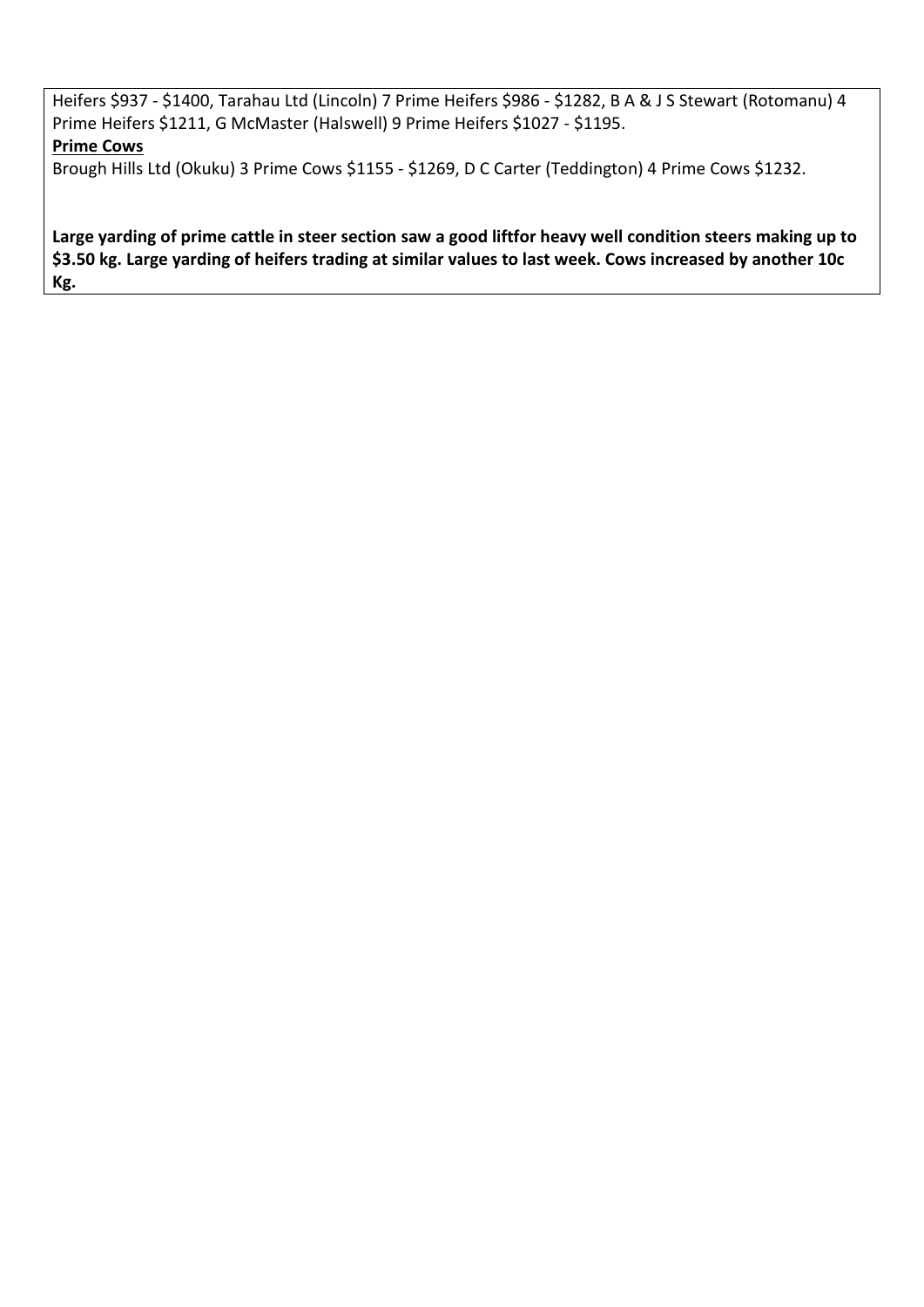Heifers $937 - $1400, Tarahau Ltd (Lincoln) 7 Prime Heifers $986 - $1282, B A & J S Stewart (Rotomanu) 4 Prime Heifers $1211, G McMaster (Halswell) 9 Prime Heifers $1027 - $1195.

**Prime Cows**

Brough Hills Ltd (Okuku) 3 Prime Cows $1155 - $1269, D C Carter (Teddington) 4 Prime Cows $1232.

**Large yarding of prime cattle in steer section saw a good liftfor heavy well condition steers making up to $3.50 kg. Large yarding of heifers trading at similar values to last week. Cows increased by another 10c Kg.**